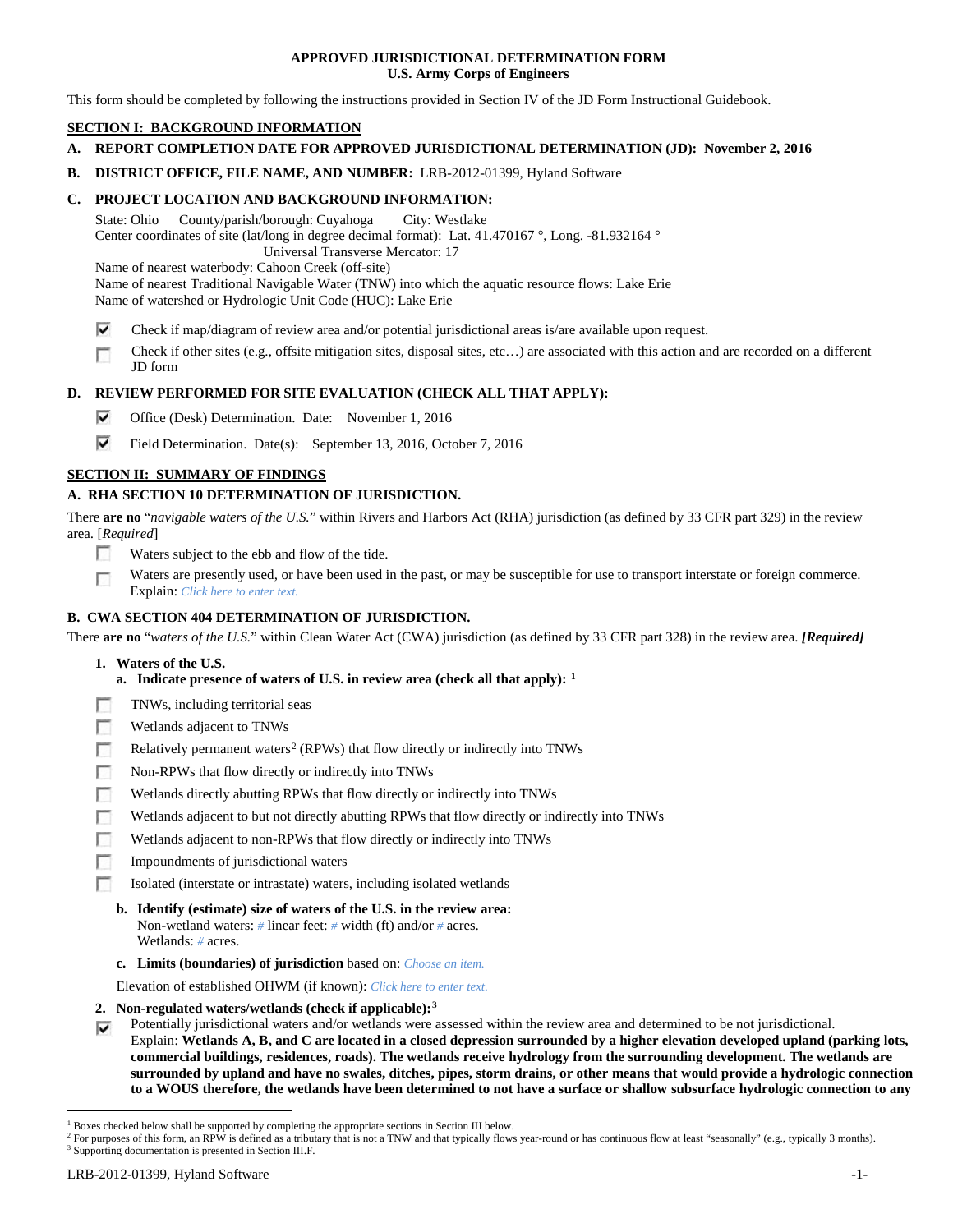**APPROVED JURISDICTIONAL DETERMINATION FORM**
**U.S. Army Corps of Engineers**

This form should be completed by following the instructions provided in Section IV of the JD Form Instructional Guidebook.

## SECTION I: BACKGROUND INFORMATION

**A. REPORT COMPLETION DATE FOR APPROVED JURISDICTIONAL DETERMINATION (JD): November 2, 2016**

**B. DISTRICT OFFICE, FILE NAME, AND NUMBER:** LRB-2012-01399, Hyland Software

**C. PROJECT LOCATION AND BACKGROUND INFORMATION:**

State: Ohio County/parish/borough: Cuyahoga City: Westlake
Center coordinates of site (lat/long in degree decimal format): Lat. 41.470167 °, Long. -81.932164 °
Universal Transverse Mercator: 17
Name of nearest waterbody: Cahoon Creek (off-site)
Name of nearest Traditional Navigable Water (TNW) into which the aquatic resource flows: Lake Erie
Name of watershed or Hydrologic Unit Code (HUC): Lake Erie

- [x] Check if map/diagram of review area and/or potential jurisdictional areas is/are available upon request.
- [ ] Check if other sites (e.g., offsite mitigation sites, disposal sites, etc…) are associated with this action and are recorded on a different JD form

**D. REVIEW PERFORMED FOR SITE EVALUATION (CHECK ALL THAT APPLY):**

- [x] Office (Desk) Determination. Date: November 1, 2016
- [x] Field Determination. Date(s): September 13, 2016, October 7, 2016

## SECTION II: SUMMARY OF FINDINGS

**A. RHA SECTION 10 DETERMINATION OF JURISDICTION.**

There **are no** "*navigable waters of the U.S.*" within Rivers and Harbors Act (RHA) jurisdiction (as defined by 33 CFR part 329) in the review area. [*Required*]

- [ ] Waters subject to the ebb and flow of the tide.
- [ ] Waters are presently used, or have been used in the past, or may be susceptible for use to transport interstate or foreign commerce. Explain: *Click here to enter text.*

**B. CWA SECTION 404 DETERMINATION OF JURISDICTION.**

There **are no** "*waters of the U.S.*" within Clean Water Act (CWA) jurisdiction (as defined by 33 CFR part 328) in the review area. ***[Required]***

**1. Waters of the U.S.**

**a. Indicate presence of waters of U.S. in review area (check all that apply):** [1]

- [ ] TNWs, including territorial seas
- [ ] Wetlands adjacent to TNWs
- [ ] Relatively permanent waters[2] (RPWs) that flow directly or indirectly into TNWs
- [ ] Non-RPWs that flow directly or indirectly into TNWs
- [ ] Wetlands directly abutting RPWs that flow directly or indirectly into TNWs
- [ ] Wetlands adjacent to but not directly abutting RPWs that flow directly or indirectly into TNWs
- [ ] Wetlands adjacent to non-RPWs that flow directly or indirectly into TNWs
- [ ] Impoundments of jurisdictional waters
- [ ] Isolated (interstate or intrastate) waters, including isolated wetlands

**b. Identify (estimate) size of waters of the U.S. in the review area:**
Non-wetland waters: *#* linear feet: *#* width (ft) and/or *#* acres.
Wetlands: *#* acres.

**c. Limits (boundaries) of jurisdiction** based on: *Choose an item.*

Elevation of established OHWM (if known): *Click here to enter text.*

**2. Non-regulated waters/wetlands (check if applicable):**[3]

- [x] Potentially jurisdictional waters and/or wetlands were assessed within the review area and determined to be not jurisdictional. Explain: **Wetlands A, B, and C are located in a closed depression surrounded by a higher elevation developed upland (parking lots, commercial buildings, residences, roads). The wetlands receive hydrology from the surrounding development. The wetlands are surrounded by upland and have no swales, ditches, pipes, storm drains, or other means that would provide a hydrologic connection to a WOUS therefore, the wetlands have been determined to not have a surface or shallow subsurface hydrologic connection to any**

---

[1] Boxes checked below shall be supported by completing the appropriate sections in Section III below.
[2] For purposes of this form, an RPW is defined as a tributary that is not a TNW and that typically flows year-round or has continuous flow at least "seasonally" (e.g., typically 3 months).
[3] Supporting documentation is presented in Section III.F.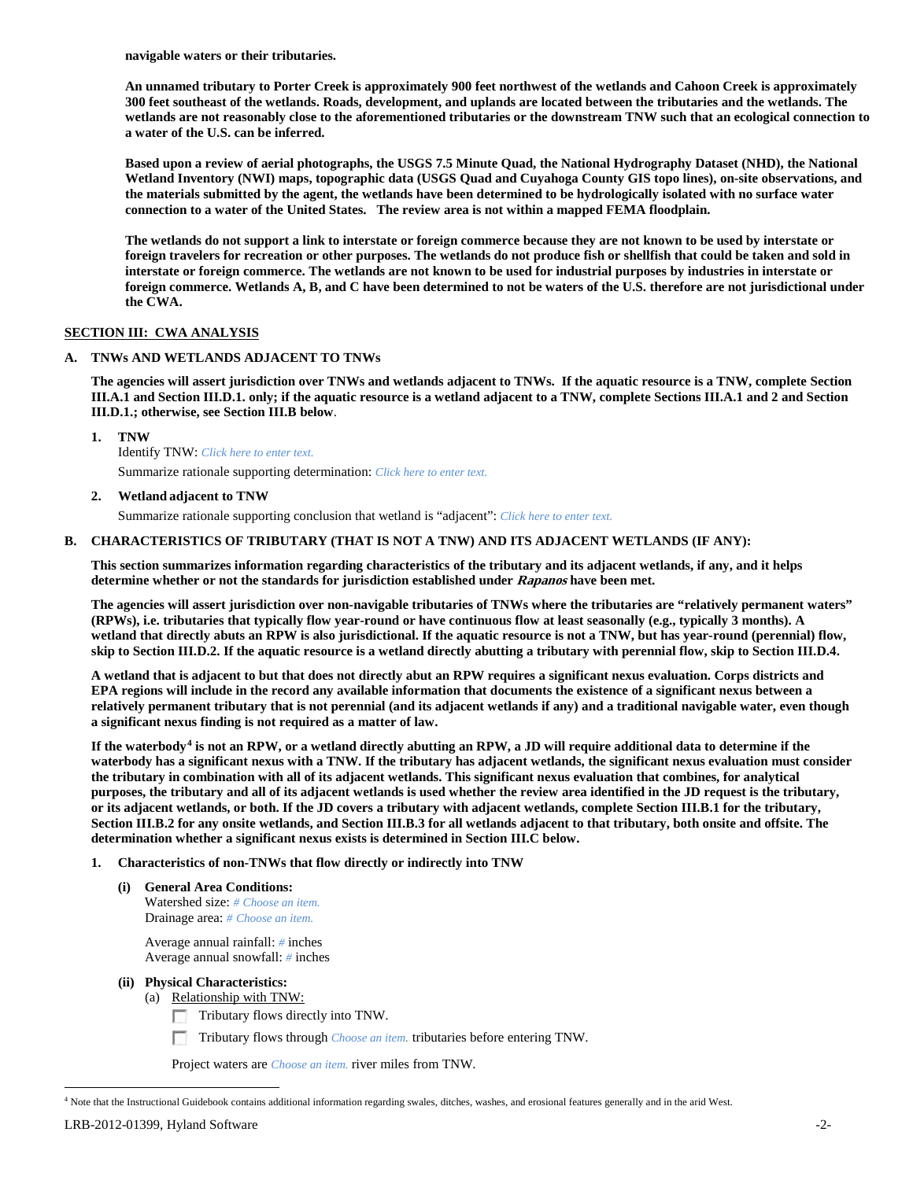**navigable waters or their tributaries.**

**An unnamed tributary to Porter Creek is approximately 900 feet northwest of the wetlands and Cahoon Creek is approximately 300 feet southeast of the wetlands. Roads, development, and uplands are located between the tributaries and the wetlands. The wetlands are not reasonably close to the aforementioned tributaries or the downstream TNW such that an ecological connection to a water of the U.S. can be inferred.**

**Based upon a review of aerial photographs, the USGS 7.5 Minute Quad, the National Hydrography Dataset (NHD), the National Wetland Inventory (NWI) maps, topographic data (USGS Quad and Cuyahoga County GIS topo lines), on-site observations, and the materials submitted by the agent, the wetlands have been determined to be hydrologically isolated with no surface water connection to a water of the United States. The review area is not within a mapped FEMA floodplain.**

**The wetlands do not support a link to interstate or foreign commerce because they are not known to be used by interstate or foreign travelers for recreation or other purposes. The wetlands do not produce fish or shellfish that could be taken and sold in interstate or foreign commerce. The wetlands are not known to be used for industrial purposes by industries in interstate or foreign commerce. Wetlands A, B, and C have been determined to not be waters of the U.S. therefore are not jurisdictional under the CWA.**

## SECTION III: CWA ANALYSIS

### A. TNWs AND WETLANDS ADJACENT TO TNWs

**The agencies will assert jurisdiction over TNWs and wetlands adjacent to TNWs. If the aquatic resource is a TNW, complete Section III.A.1 and Section III.D.1. only; if the aquatic resource is a wetland adjacent to a TNW, complete Sections III.A.1 and 2 and Section III.D.1.; otherwise, see Section III.B below**.

1. **TNW**
   Identify TNW: *Click here to enter text.*
   Summarize rationale supporting determination: *Click here to enter text.*

2. **Wetland adjacent to TNW**
   Summarize rationale supporting conclusion that wetland is "adjacent": *Click here to enter text.*

### B. CHARACTERISTICS OF TRIBUTARY (THAT IS NOT A TNW) AND ITS ADJACENT WETLANDS (IF ANY):

**This section summarizes information regarding characteristics of the tributary and its adjacent wetlands, if any, and it helps determine whether or not the standards for jurisdiction established under *Rapanos* have been met.**

**The agencies will assert jurisdiction over non-navigable tributaries of TNWs where the tributaries are "relatively permanent waters" (RPWs), i.e. tributaries that typically flow year-round or have continuous flow at least seasonally (e.g., typically 3 months). A wetland that directly abuts an RPW is also jurisdictional. If the aquatic resource is not a TNW, but has year-round (perennial) flow, skip to Section III.D.2. If the aquatic resource is a wetland directly abutting a tributary with perennial flow, skip to Section III.D.4.**

**A wetland that is adjacent to but that does not directly abut an RPW requires a significant nexus evaluation. Corps districts and EPA regions will include in the record any available information that documents the existence of a significant nexus between a relatively permanent tributary that is not perennial (and its adjacent wetlands if any) and a traditional navigable water, even though a significant nexus finding is not required as a matter of law.**

**If the waterbody[4] is not an RPW, or a wetland directly abutting an RPW, a JD will require additional data to determine if the waterbody has a significant nexus with a TNW. If the tributary has adjacent wetlands, the significant nexus evaluation must consider the tributary in combination with all of its adjacent wetlands. This significant nexus evaluation that combines, for analytical purposes, the tributary and all of its adjacent wetlands is used whether the review area identified in the JD request is the tributary, or its adjacent wetlands, or both. If the JD covers a tributary with adjacent wetlands, complete Section III.B.1 for the tributary, Section III.B.2 for any onsite wetlands, and Section III.B.3 for all wetlands adjacent to that tributary, both onsite and offsite. The determination whether a significant nexus exists is determined in Section III.C below.**

1. **Characteristics of non-TNWs that flow directly or indirectly into TNW**

   (i) **General Area Conditions:**
   Watershed size: *# Choose an item.*
   Drainage area: *# Choose an item.*

   Average annual rainfall: # inches
   Average annual snowfall: # inches

   (ii) **Physical Characteristics:**
   (a) Relationship with TNW:
   - ☐ Tributary flows directly into TNW.
   - ☐ Tributary flows through *Choose an item.* tributaries before entering TNW.

   Project waters are *Choose an item.* river miles from TNW.

---

[4] Note that the Instructional Guidebook contains additional information regarding swales, ditches, washes, and erosional features generally and in the arid West.

LRB-2012-01399, Hyland Software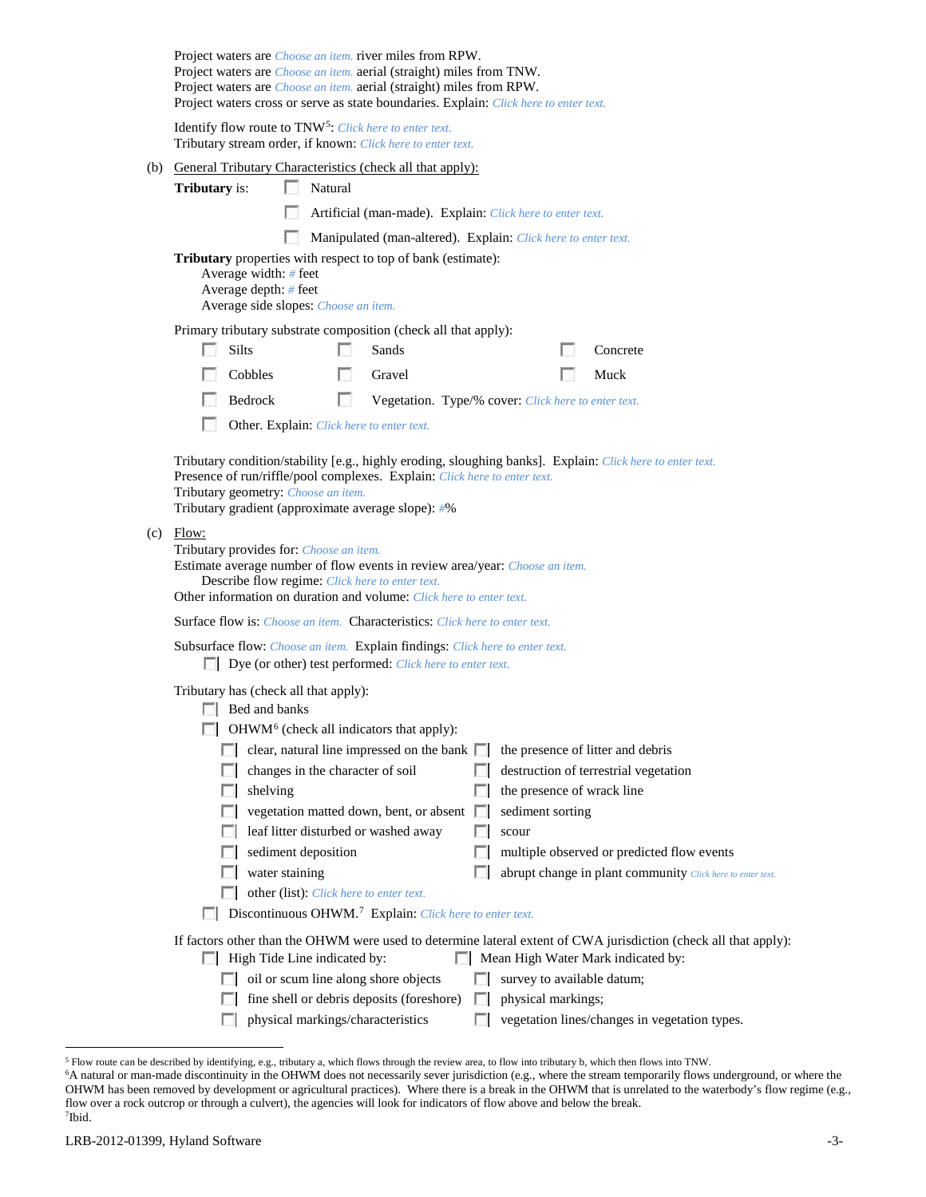Project waters are *Choose an item.* river miles from RPW.
Project waters are *Choose an item.* aerial (straight) miles from TNW.
Project waters are *Choose an item.* aerial (straight) miles from RPW.
Project waters cross or serve as state boundaries. Explain: *Click here to enter text.*

Identify flow route to TNW[5]: *Click here to enter text.*
Tributary stream order, if known: *Click here to enter text.*

(b) General Tributary Characteristics (check all that apply):

**Tributary** is:
- ☐ Natural
- ☐ Artificial (man-made). Explain: *Click here to enter text.*
- ☐ Manipulated (man-altered). Explain: *Click here to enter text.*

**Tributary** properties with respect to top of bank (estimate):
Average width: *#* feet
Average depth: *#* feet
Average side slopes: *Choose an item.*

Primary tributary substrate composition (check all that apply):
- ☐ Silts
- ☐ Sands
- ☐ Concrete
- ☐ Cobbles
- ☐ Gravel
- ☐ Muck
- ☐ Bedrock
- ☐ Vegetation. Type/% cover: *Click here to enter text.*
- ☐ Other. Explain: *Click here to enter text.*

Tributary condition/stability [e.g., highly eroding, sloughing banks]. Explain: *Click here to enter text.*
Presence of run/riffle/pool complexes. Explain: *Click here to enter text.*
Tributary geometry: *Choose an item.*
Tributary gradient (approximate average slope): *#*%

(c) Flow:
Tributary provides for: *Choose an item.*
Estimate average number of flow events in review area/year: *Choose an item.*
Describe flow regime: *Click here to enter text.*
Other information on duration and volume: *Click here to enter text.*

Surface flow is: *Choose an item.* Characteristics: *Click here to enter text.*

Subsurface flow: *Choose an item.* Explain findings: *Click here to enter text.*
- ☐ Dye (or other) test performed: *Click here to enter text.*

Tributary has (check all that apply):
- ☐ Bed and banks
- ☐ OHWM[6] (check all indicators that apply):
  - ☐ clear, natural line impressed on the bank
  - ☐ the presence of litter and debris
  - ☐ changes in the character of soil
  - ☐ destruction of terrestrial vegetation
  - ☐ shelving
  - ☐ the presence of wrack line
  - ☐ vegetation matted down, bent, or absent
  - ☐ sediment sorting
  - ☐ leaf litter disturbed or washed away
  - ☐ scour
  - ☐ sediment deposition
  - ☐ multiple observed or predicted flow events
  - ☐ water staining
  - ☐ abrupt change in plant community *Click here to enter text.*
  - ☐ other (list): *Click here to enter text.*
- ☐ Discontinuous OHWM.[7] Explain: *Click here to enter text.*

If factors other than the OHWM were used to determine lateral extent of CWA jurisdiction (check all that apply):
- ☐ High Tide Line indicated by:
  - ☐ oil or scum line along shore objects
  - ☐ fine shell or debris deposits (foreshore)
  - ☐ physical markings/characteristics
- ☐ Mean High Water Mark indicated by:
  - ☐ survey to available datum;
  - ☐ physical markings;
  - ☐ vegetation lines/changes in vegetation types.

---

[5] Flow route can be described by identifying, e.g., tributary a, which flows through the review area, to flow into tributary b, which then flows into TNW.
[6] A natural or man-made discontinuity in the OHWM does not necessarily sever jurisdiction (e.g., where the stream temporarily flows underground, or where the OHWM has been removed by development or agricultural practices). Where there is a break in the OHWM that is unrelated to the waterbody's flow regime (e.g., flow over a rock outcrop or through a culvert), the agencies will look for indicators of flow above and below the break.
[7] Ibid.

LRB-2012-01399, Hyland Software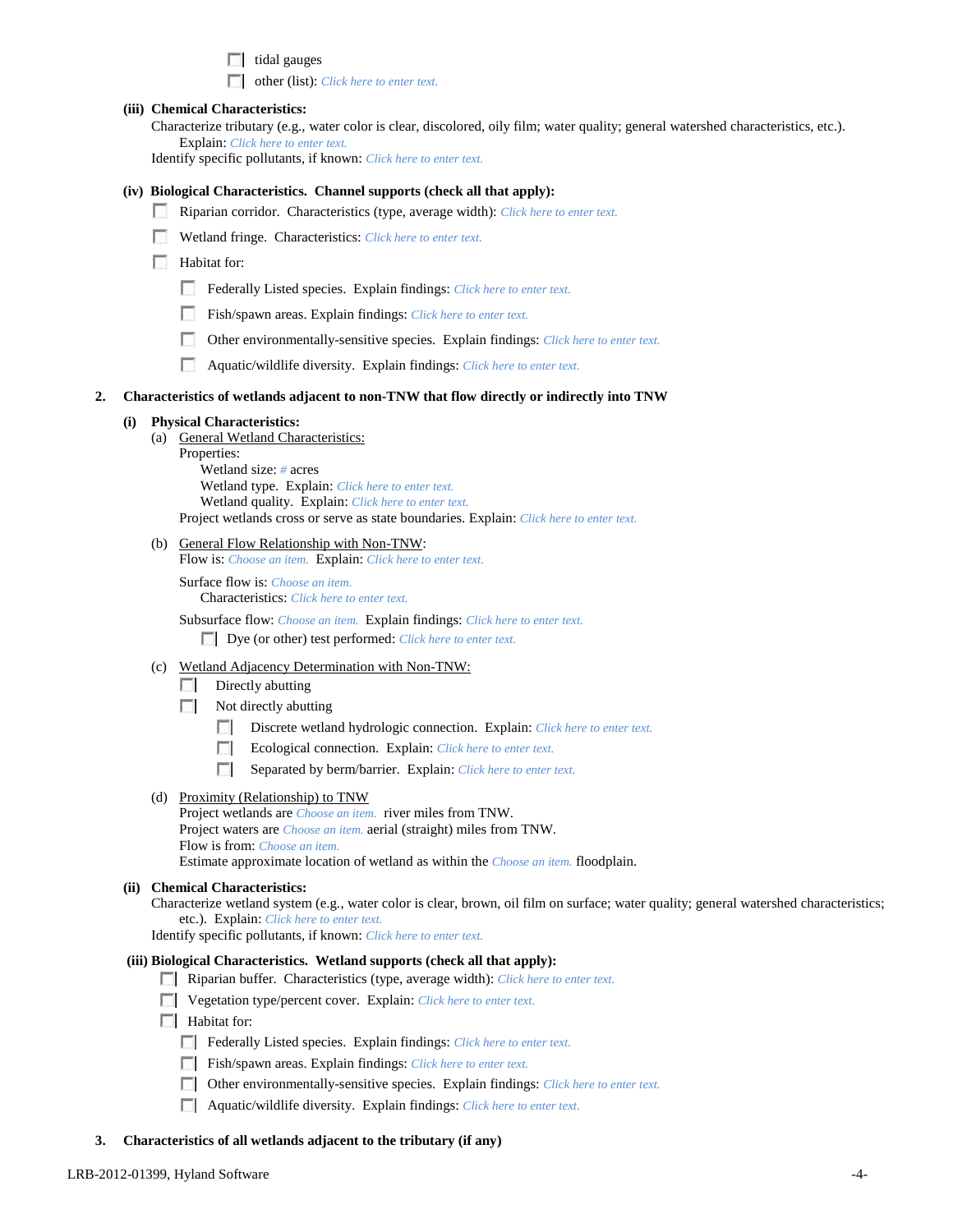- ☐ tidal gauges
- ☐ other (list): *Click here to enter text.*

**(iii) Chemical Characteristics:**

Characterize tributary (e.g., water color is clear, discolored, oily film; water quality; general watershed characteristics, etc.). Explain: *Click here to enter text.*

Identify specific pollutants, if known: *Click here to enter text.*

**(iv) Biological Characteristics. Channel supports (check all that apply):**

- ☐ Riparian corridor. Characteristics (type, average width): *Click here to enter text.*
- ☐ Wetland fringe. Characteristics: *Click here to enter text.*
- ☐ Habitat for:
  - ☐ Federally Listed species. Explain findings: *Click here to enter text.*
  - ☐ Fish/spawn areas. Explain findings: *Click here to enter text.*
  - ☐ Other environmentally-sensitive species. Explain findings: *Click here to enter text.*
  - ☐ Aquatic/wildlife diversity. Explain findings: *Click here to enter text.*

**2. Characteristics of wetlands adjacent to non-TNW that flow directly or indirectly into TNW**

**(i) Physical Characteristics:**

(a) General Wetland Characteristics:

Properties:

Wetland size: *#* acres

Wetland type. Explain: *Click here to enter text.*

Wetland quality. Explain: *Click here to enter text.*

Project wetlands cross or serve as state boundaries. Explain: *Click here to enter text.*

(b) General Flow Relationship with Non-TNW:

Flow is: *Choose an item.* Explain: *Click here to enter text.*

Surface flow is: *Choose an item.*

Characteristics: *Click here to enter text.*

Subsurface flow: *Choose an item.* Explain findings: *Click here to enter text.*

- ☐ Dye (or other) test performed: *Click here to enter text.*

(c) Wetland Adjacency Determination with Non-TNW:

- ☐ Directly abutting
- ☐ Not directly abutting
  - ☐ Discrete wetland hydrologic connection. Explain: *Click here to enter text.*
  - ☐ Ecological connection. Explain: *Click here to enter text.*
  - ☐ Separated by berm/barrier. Explain: *Click here to enter text.*

(d) Proximity (Relationship) to TNW

Project wetlands are *Choose an item.* river miles from TNW.

Project waters are *Choose an item.* aerial (straight) miles from TNW.

Flow is from: *Choose an item.*

Estimate approximate location of wetland as within the *Choose an item.* floodplain.

**(ii) Chemical Characteristics:**

Characterize wetland system (e.g., water color is clear, brown, oil film on surface; water quality; general watershed characteristics; etc.). Explain: *Click here to enter text.*

Identify specific pollutants, if known: *Click here to enter text.*

**(iii) Biological Characteristics. Wetland supports (check all that apply):**

- ☐ Riparian buffer. Characteristics (type, average width): *Click here to enter text.*
- ☐ Vegetation type/percent cover. Explain: *Click here to enter text.*
- ☐ Habitat for:
  - ☐ Federally Listed species. Explain findings: *Click here to enter text.*
  - ☐ Fish/spawn areas. Explain findings: *Click here to enter text.*
  - ☐ Other environmentally-sensitive species. Explain findings: *Click here to enter text.*
  - ☐ Aquatic/wildlife diversity. Explain findings: *Click here to enter text.*

**3. Characteristics of all wetlands adjacent to the tributary (if any)**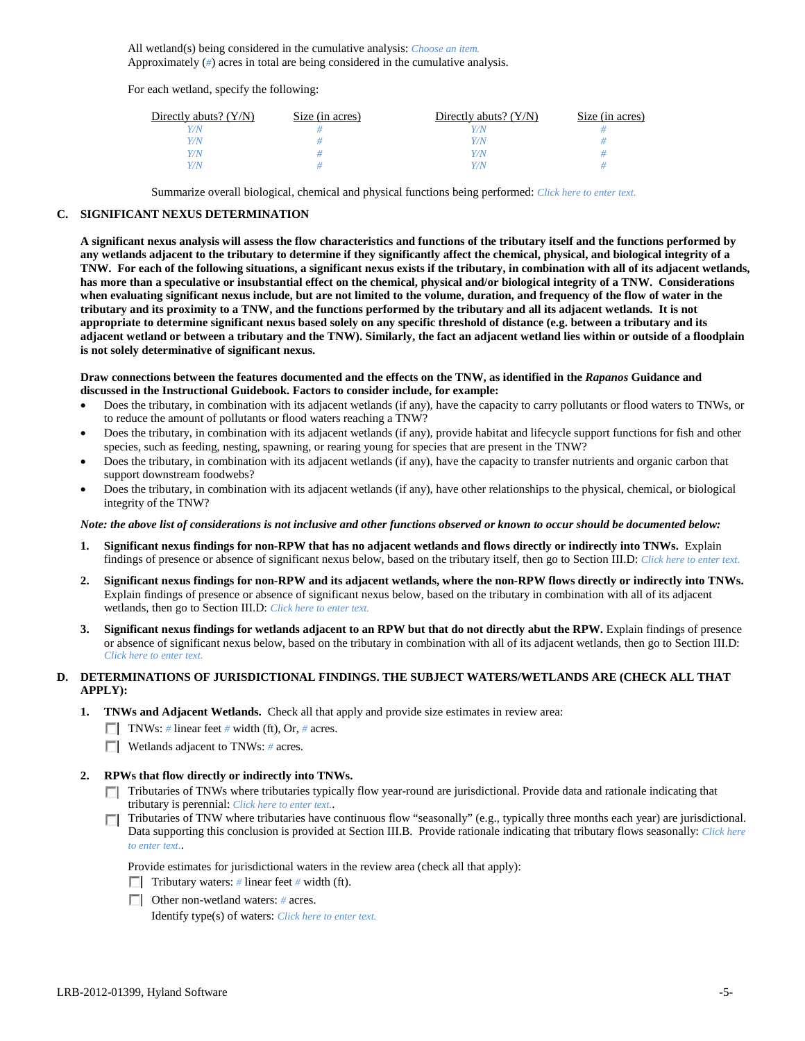All wetland(s) being considered in the cumulative analysis: *Choose an item.*
Approximately (*#*) acres in total are being considered in the cumulative analysis.

For each wetland, specify the following:

| Directly abuts? (Y/N) | Size (in acres) | Directly abuts? (Y/N) | Size (in acres) |
|---|---|---|---|
| *Y/N* | *#* | *Y/N* | *#* |
| *Y/N* | *#* | *Y/N* | *#* |
| *Y/N* | *#* | *Y/N* | *#* |
| *Y/N* | *#* | *Y/N* | *#* |

Summarize overall biological, chemical and physical functions being performed: *Click here to enter text.*

## C. SIGNIFICANT NEXUS DETERMINATION

**A significant nexus analysis will assess the flow characteristics and functions of the tributary itself and the functions performed by any wetlands adjacent to the tributary to determine if they significantly affect the chemical, physical, and biological integrity of a TNW. For each of the following situations, a significant nexus exists if the tributary, in combination with all of its adjacent wetlands, has more than a speculative or insubstantial effect on the chemical, physical and/or biological integrity of a TNW. Considerations when evaluating significant nexus include, but are not limited to the volume, duration, and frequency of the flow of water in the tributary and its proximity to a TNW, and the functions performed by the tributary and all its adjacent wetlands. It is not appropriate to determine significant nexus based solely on any specific threshold of distance (e.g. between a tributary and its adjacent wetland or between a tributary and the TNW). Similarly, the fact an adjacent wetland lies within or outside of a floodplain is not solely determinative of significant nexus.**

**Draw connections between the features documented and the effects on the TNW, as identified in the *Rapanos* Guidance and discussed in the Instructional Guidebook. Factors to consider include, for example:**

- Does the tributary, in combination with its adjacent wetlands (if any), have the capacity to carry pollutants or flood waters to TNWs, or to reduce the amount of pollutants or flood waters reaching a TNW?
- Does the tributary, in combination with its adjacent wetlands (if any), provide habitat and lifecycle support functions for fish and other species, such as feeding, nesting, spawning, or rearing young for species that are present in the TNW?
- Does the tributary, in combination with its adjacent wetlands (if any), have the capacity to transfer nutrients and organic carbon that support downstream foodwebs?
- Does the tributary, in combination with its adjacent wetlands (if any), have other relationships to the physical, chemical, or biological integrity of the TNW?

***Note: the above list of considerations is not inclusive and other functions observed or known to occur should be documented below:***

1. **Significant nexus findings for non-RPW that has no adjacent wetlands and flows directly or indirectly into TNWs.** Explain findings of presence or absence of significant nexus below, based on the tributary itself, then go to Section III.D: *Click here to enter text.*

2. **Significant nexus findings for non-RPW and its adjacent wetlands, where the non-RPW flows directly or indirectly into TNWs.** Explain findings of presence or absence of significant nexus below, based on the tributary in combination with all of its adjacent wetlands, then go to Section III.D: *Click here to enter text.*

3. **Significant nexus findings for wetlands adjacent to an RPW but that do not directly abut the RPW.** Explain findings of presence or absence of significant nexus below, based on the tributary in combination with all of its adjacent wetlands, then go to Section III.D: *Click here to enter text.*

## D. DETERMINATIONS OF JURISDICTIONAL FINDINGS. THE SUBJECT WATERS/WETLANDS ARE (CHECK ALL THAT APPLY):

1. **TNWs and Adjacent Wetlands.** Check all that apply and provide size estimates in review area:
   - ☐ TNWs: *#* linear feet *#* width (ft), Or, *#* acres.
   - ☐ Wetlands adjacent to TNWs: *#* acres.

2. **RPWs that flow directly or indirectly into TNWs.**
   - ☐ Tributaries of TNWs where tributaries typically flow year-round are jurisdictional. Provide data and rationale indicating that tributary is perennial: *Click here to enter text.*.
   - ☐ Tributaries of TNW where tributaries have continuous flow "seasonally" (e.g., typically three months each year) are jurisdictional. Data supporting this conclusion is provided at Section III.B. Provide rationale indicating that tributary flows seasonally: *Click here to enter text.*.

   Provide estimates for jurisdictional waters in the review area (check all that apply):
   - ☐ Tributary waters: *#* linear feet *#* width (ft).
   - ☐ Other non-wetland waters: *#* acres.
     Identify type(s) of waters: *Click here to enter text.*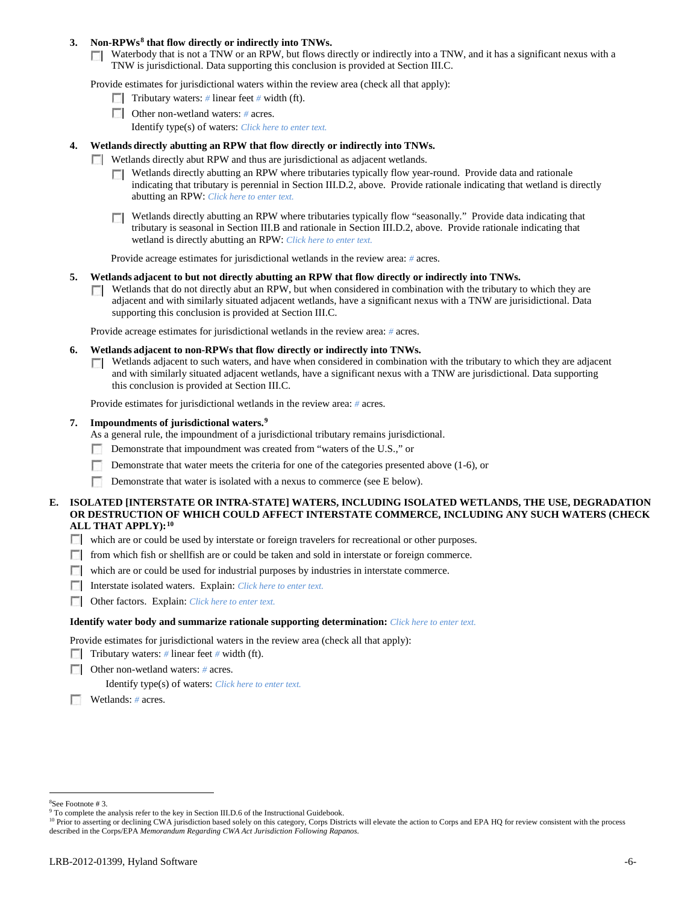**3. Non-RPWs[8] that flow directly or indirectly into TNWs.**

☐ Waterbody that is not a TNW or an RPW, but flows directly or indirectly into a TNW, and it has a significant nexus with a TNW is jurisdictional. Data supporting this conclusion is provided at Section III.C.

Provide estimates for jurisdictional waters within the review area (check all that apply):

☐ Tributary waters: # linear feet # width (ft).

☐ Other non-wetland waters: # acres.

Identify type(s) of waters: *Click here to enter text.*

**4. Wetlands directly abutting an RPW that flow directly or indirectly into TNWs.**

☐ Wetlands directly abut RPW and thus are jurisdictional as adjacent wetlands.

☐ Wetlands directly abutting an RPW where tributaries typically flow year-round. Provide data and rationale indicating that tributary is perennial in Section III.D.2, above. Provide rationale indicating that wetland is directly abutting an RPW: *Click here to enter text.*

☐ Wetlands directly abutting an RPW where tributaries typically flow "seasonally." Provide data indicating that tributary is seasonal in Section III.B and rationale in Section III.D.2, above. Provide rationale indicating that wetland is directly abutting an RPW: *Click here to enter text.*

Provide acreage estimates for jurisdictional wetlands in the review area: # acres.

**5. Wetlands adjacent to but not directly abutting an RPW that flow directly or indirectly into TNWs.**

☐ Wetlands that do not directly abut an RPW, but when considered in combination with the tributary to which they are adjacent and with similarly situated adjacent wetlands, have a significant nexus with a TNW are jurisidictional. Data supporting this conclusion is provided at Section III.C.

Provide acreage estimates for jurisdictional wetlands in the review area: # acres.

**6. Wetlands adjacent to non-RPWs that flow directly or indirectly into TNWs.**

☐ Wetlands adjacent to such waters, and have when considered in combination with the tributary to which they are adjacent and with similarly situated adjacent wetlands, have a significant nexus with a TNW are jurisdictional. Data supporting this conclusion is provided at Section III.C.

Provide estimates for jurisdictional wetlands in the review area: # acres.

**7. Impoundments of jurisdictional waters.[9]**

As a general rule, the impoundment of a jurisdictional tributary remains jurisdictional.

☐ Demonstrate that impoundment was created from "waters of the U.S.," or

☐ Demonstrate that water meets the criteria for one of the categories presented above (1-6), or

☐ Demonstrate that water is isolated with a nexus to commerce (see E below).

**E. ISOLATED [INTERSTATE OR INTRA-STATE] WATERS, INCLUDING ISOLATED WETLANDS, THE USE, DEGRADATION OR DESTRUCTION OF WHICH COULD AFFECT INTERSTATE COMMERCE, INCLUDING ANY SUCH WATERS (CHECK ALL THAT APPLY):[10]**

☐ which are or could be used by interstate or foreign travelers for recreational or other purposes.

☐ from which fish or shellfish are or could be taken and sold in interstate or foreign commerce.

☐ which are or could be used for industrial purposes by industries in interstate commerce.

☐ Interstate isolated waters. Explain: *Click here to enter text.*

☐ Other factors. Explain: *Click here to enter text.*

**Identify water body and summarize rationale supporting determination:** *Click here to enter text.*

Provide estimates for jurisdictional waters in the review area (check all that apply):

☐ Tributary waters: # linear feet # width (ft).

☐ Other non-wetland waters: # acres.

Identify type(s) of waters: *Click here to enter text.*

☐ Wetlands: # acres.

---

[8] See Footnote # 3.

[9] To complete the analysis refer to the key in Section III.D.6 of the Instructional Guidebook.

[10] Prior to asserting or declining CWA jurisdiction based solely on this category, Corps Districts will elevate the action to Corps and EPA HQ for review consistent with the process described in the Corps/EPA *Memorandum Regarding CWA Act Jurisdiction Following Rapanos.*

LRB-2012-01399, Hyland Software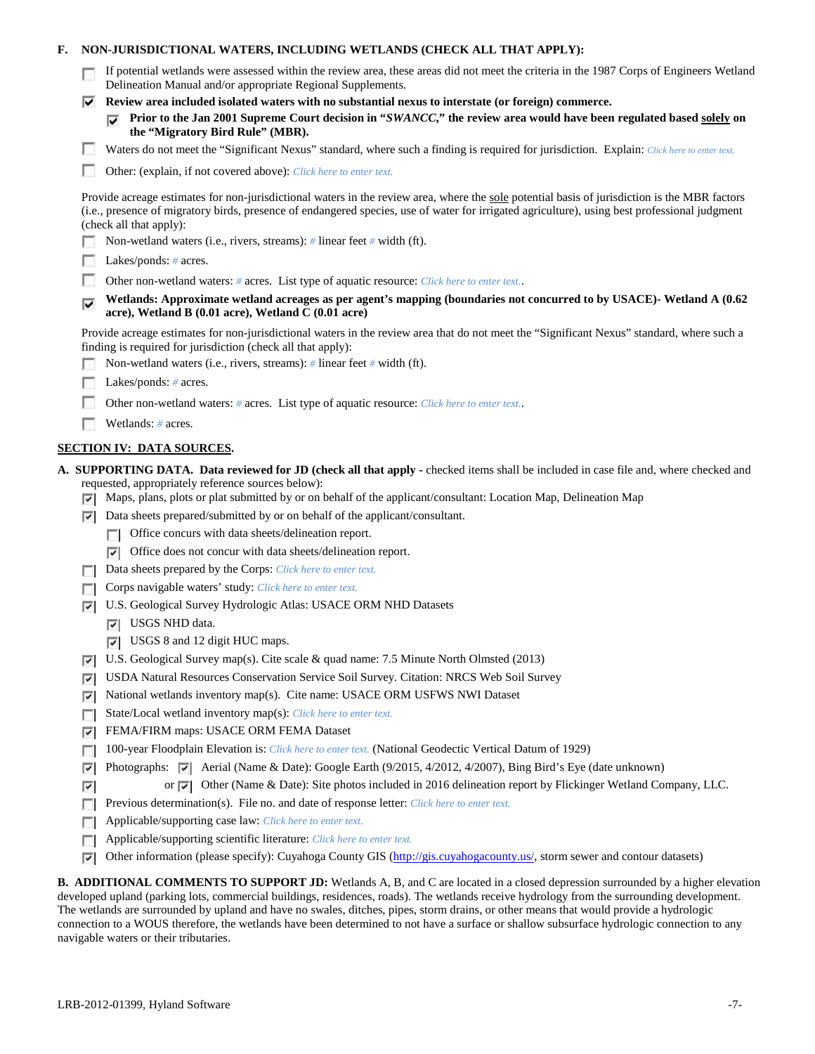**F. NON-JURISDICTIONAL WATERS, INCLUDING WETLANDS (CHECK ALL THAT APPLY):**

- ☐ If potential wetlands were assessed within the review area, these areas did not meet the criteria in the 1987 Corps of Engineers Wetland Delineation Manual and/or appropriate Regional Supplements.
- ☑ **Review area included isolated waters with no substantial nexus to interstate (or foreign) commerce.**
  - ☑ **Prior to the Jan 2001 Supreme Court decision in "*SWANCC*," the review area would have been regulated based solely on the "Migratory Bird Rule" (MBR).**
- ☐ Waters do not meet the "Significant Nexus" standard, where such a finding is required for jurisdiction. Explain: *Click here to enter text.*
- ☐ Other: (explain, if not covered above): *Click here to enter text.*

Provide acreage estimates for non-jurisdictional waters in the review area, where the sole potential basis of jurisdiction is the MBR factors (i.e., presence of migratory birds, presence of endangered species, use of water for irrigated agriculture), using best professional judgment (check all that apply):

- ☐ Non-wetland waters (i.e., rivers, streams): # linear feet # width (ft).
- ☐ Lakes/ponds: # acres.
- ☐ Other non-wetland waters: # acres. List type of aquatic resource: *Click here to enter text.*.
- ☑ **Wetlands: Approximate wetland acreages as per agent's mapping (boundaries not concurred to by USACE)- Wetland A (0.62 acre), Wetland B (0.01 acre), Wetland C (0.01 acre)**

Provide acreage estimates for non-jurisdictional waters in the review area that do not meet the "Significant Nexus" standard, where such a finding is required for jurisdiction (check all that apply):

- ☐ Non-wetland waters (i.e., rivers, streams): # linear feet # width (ft).
- ☐ Lakes/ponds: # acres.
- ☐ Other non-wetland waters: # acres. List type of aquatic resource: *Click here to enter text.*.
- ☐ Wetlands: # acres.

## SECTION IV: DATA SOURCES.

**A. SUPPORTING DATA. Data reviewed for JD (check all that apply** - checked items shall be included in case file and, where checked and requested, appropriately reference sources below):

- ☑ Maps, plans, plots or plat submitted by or on behalf of the applicant/consultant: Location Map, Delineation Map
- ☑ Data sheets prepared/submitted by or on behalf of the applicant/consultant.
  - ☐ Office concurs with data sheets/delineation report.
  - ☑ Office does not concur with data sheets/delineation report.
- ☐ Data sheets prepared by the Corps: *Click here to enter text.*
- ☐ Corps navigable waters' study: *Click here to enter text.*
- ☑ U.S. Geological Survey Hydrologic Atlas: USACE ORM NHD Datasets
  - ☑ USGS NHD data.
  - ☑ USGS 8 and 12 digit HUC maps.
- ☑ U.S. Geological Survey map(s). Cite scale & quad name: 7.5 Minute North Olmsted (2013)
- ☑ USDA Natural Resources Conservation Service Soil Survey. Citation: NRCS Web Soil Survey
- ☑ National wetlands inventory map(s). Cite name: USACE ORM USFWS NWI Dataset
- ☐ State/Local wetland inventory map(s): *Click here to enter text.*
- ☑ FEMA/FIRM maps: USACE ORM FEMA Dataset
- ☐ 100-year Floodplain Elevation is: *Click here to enter text.* (National Geodectic Vertical Datum of 1929)
- ☑ Photographs: ☑ Aerial (Name & Date): Google Earth (9/2015, 4/2012, 4/2007), Bing Bird's Eye (date unknown)
- ☑ or ☑ Other (Name & Date): Site photos included in 2016 delineation report by Flickinger Wetland Company, LLC.
- ☐ Previous determination(s). File no. and date of response letter: *Click here to enter text.*
- ☐ Applicable/supporting case law: *Click here to enter text.*
- ☐ Applicable/supporting scientific literature: *Click here to enter text.*
- ☑ Other information (please specify): Cuyahoga County GIS (http://gis.cuyahogacounty.us/, storm sewer and contour datasets)

**B. ADDITIONAL COMMENTS TO SUPPORT JD:** Wetlands A, B, and C are located in a closed depression surrounded by a higher elevation developed upland (parking lots, commercial buildings, residences, roads). The wetlands receive hydrology from the surrounding development. The wetlands are surrounded by upland and have no swales, ditches, pipes, storm drains, or other means that would provide a hydrologic connection to a WOUS therefore, the wetlands have been determined to not have a surface or shallow subsurface hydrologic connection to any navigable waters or their tributaries.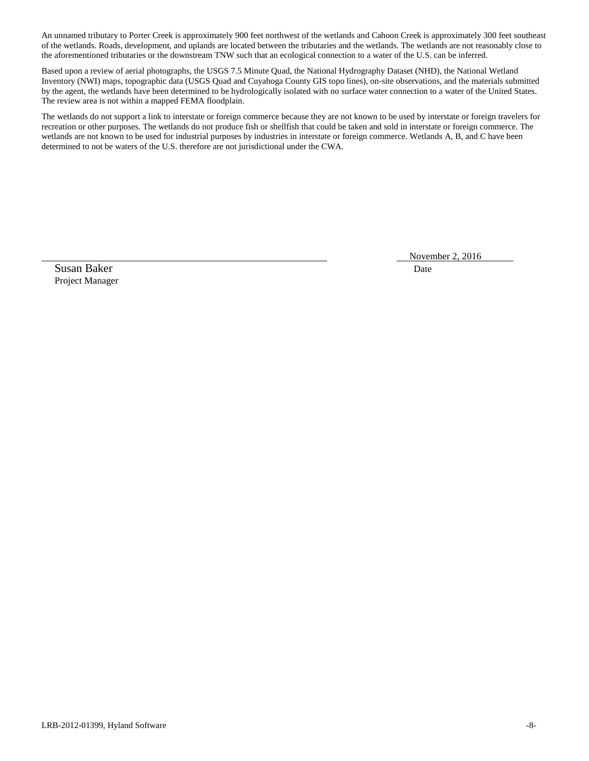An unnamed tributary to Porter Creek is approximately 900 feet northwest of the wetlands and Cahoon Creek is approximately 300 feet southeast of the wetlands. Roads, development, and uplands are located between the tributaries and the wetlands. The wetlands are not reasonably close to the aforementioned tributaries or the downstream TNW such that an ecological connection to a water of the U.S. can be inferred.

Based upon a review of aerial photographs, the USGS 7.5 Minute Quad, the National Hydrography Dataset (NHD), the National Wetland Inventory (NWI) maps, topographic data (USGS Quad and Cuyahoga County GIS topo lines), on-site observations, and the materials submitted by the agent, the wetlands have been determined to be hydrologically isolated with no surface water connection to a water of the United States. The review area is not within a mapped FEMA floodplain.

The wetlands do not support a link to interstate or foreign commerce because they are not known to be used by interstate or foreign travelers for recreation or other purposes. The wetlands do not produce fish or shellfish that could be taken and sold in interstate or foreign commerce. The wetlands are not known to be used for industrial purposes by industries in interstate or foreign commerce. Wetlands A, B, and C have been determined to not be waters of the U.S. therefore are not jurisdictional under the CWA.

_____________________________________________ November 2, 2016

Susan Baker
Project Manager

Date